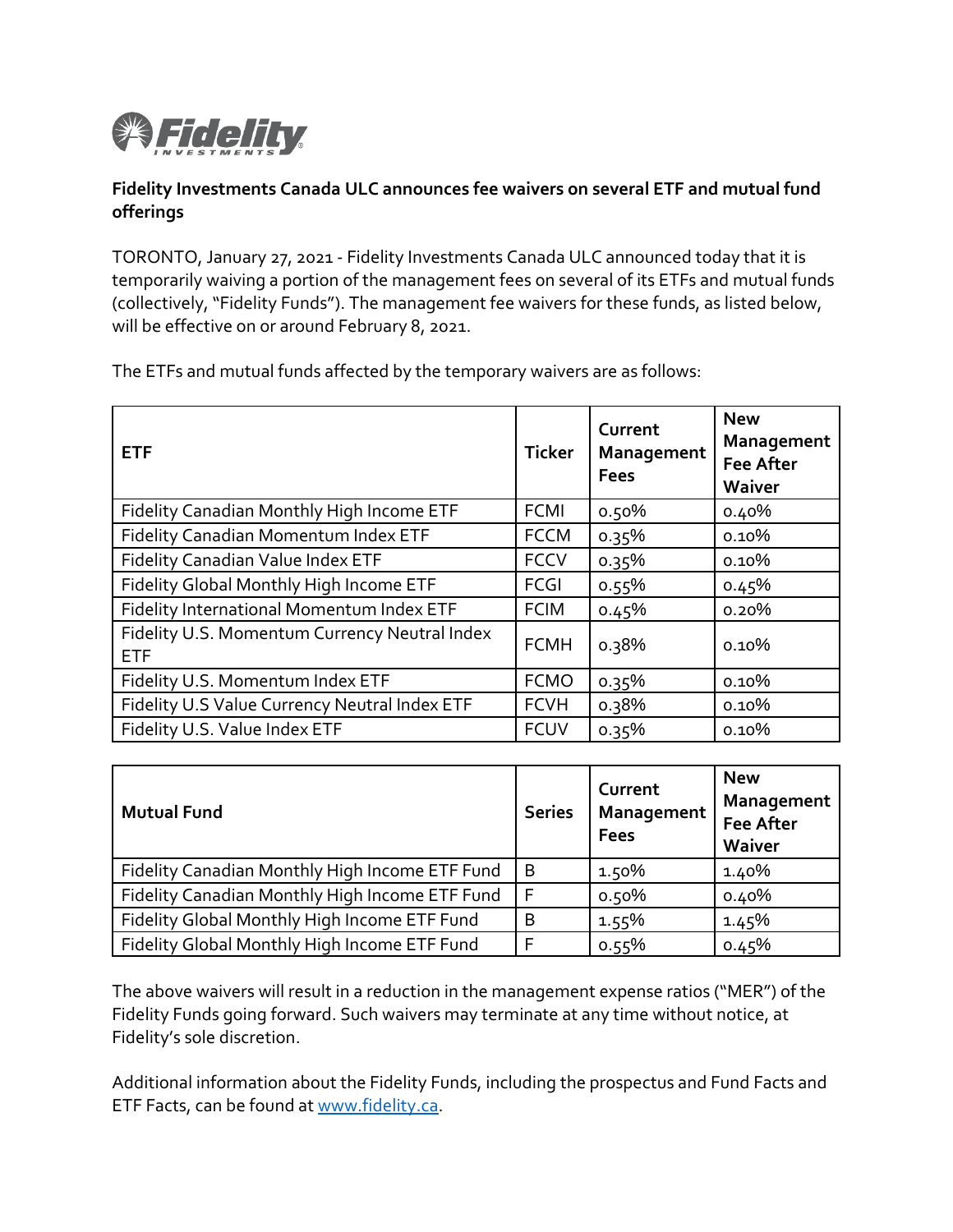**Fidelity Investments Canada ULC announces fee waivers on several ETF and mutual fund offerings**

TORONTO, January 27, 2021 - Fidelity Investments Canada ULC announced today that it is temporarily waiving a portion of the management fees on several of its ETFs and mutual funds (collectively, "Fidelity Funds"). The management fee waivers for these funds, as listed below, will be effective on or around February 8, 2021.

The ETFs and mutual funds affected by the temporary waivers are as follows:

| ETF | Ticker | Current Management Fees | New Management Fee After Waiver |
|---|---|---|---|
| Fidelity Canadian Monthly High Income ETF | FCMI | 0.50% | 0.40% |
| Fidelity Canadian Momentum Index ETF | FCCM | 0.35% | 0.10% |
| Fidelity Canadian Value Index ETF | FCCV | 0.35% | 0.10% |
| Fidelity Global Monthly High Income ETF | FCGI | 0.55% | 0.45% |
| Fidelity International Momentum Index ETF | FCIM | 0.45% | 0.20% |
| Fidelity U.S. Momentum Currency Neutral Index ETF | FCMH | 0.38% | 0.10% |
| Fidelity U.S. Momentum Index ETF | FCMO | 0.35% | 0.10% |
| Fidelity U.S Value Currency Neutral Index ETF | FCVH | 0.38% | 0.10% |
| Fidelity U.S. Value Index ETF | FCUV | 0.35% | 0.10% |

| Mutual Fund | Series | Current Management Fees | New Management Fee After Waiver |
|---|---|---|---|
| Fidelity Canadian Monthly High Income ETF Fund | B | 1.50% | 1.40% |
| Fidelity Canadian Monthly High Income ETF Fund | F | 0.50% | 0.40% |
| Fidelity Global Monthly High Income ETF Fund | B | 1.55% | 1.45% |
| Fidelity Global Monthly High Income ETF Fund | F | 0.55% | 0.45% |

The above waivers will result in a reduction in the management expense ratios ("MER") of the Fidelity Funds going forward. Such waivers may terminate at any time without notice, at Fidelity's sole discretion.

Additional information about the Fidelity Funds, including the prospectus and Fund Facts and ETF Facts, can be found at [www.fidelity.ca](http://www.fidelity.ca).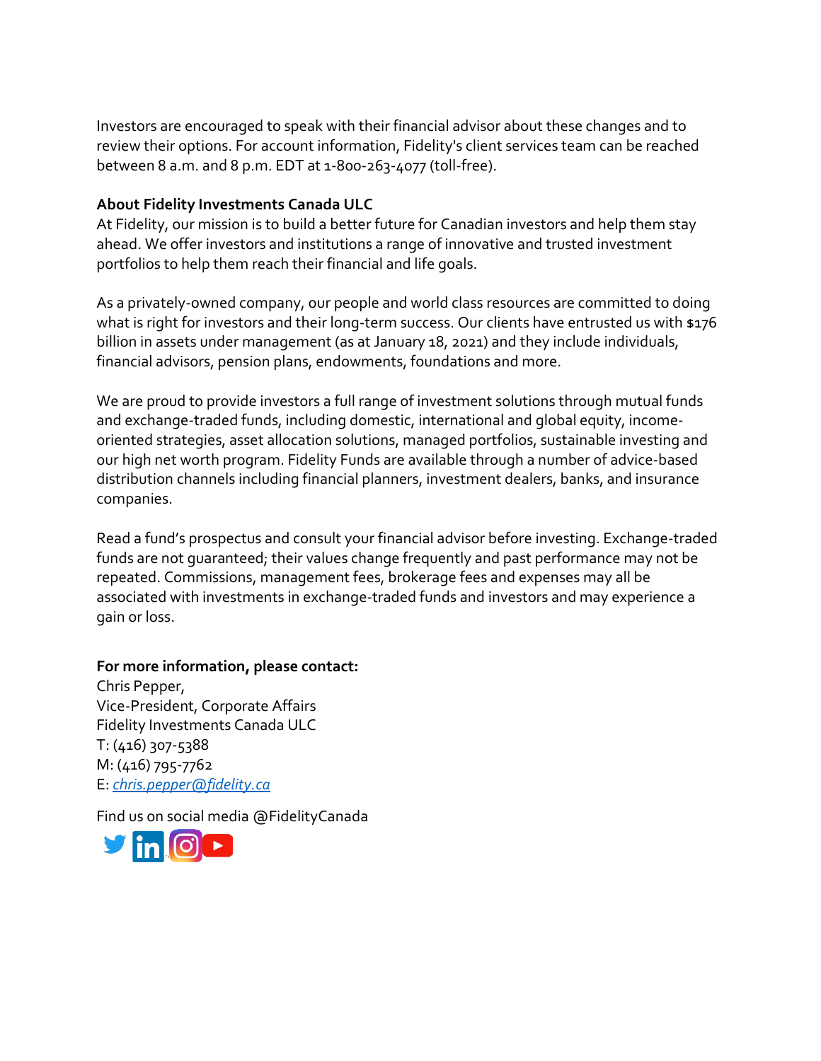Investors are encouraged to speak with their financial advisor about these changes and to review their options. For account information, Fidelity's client services team can be reached between 8 a.m. and 8 p.m. EDT at 1-800-263-4077 (toll-free).

**About Fidelity Investments Canada ULC**

At Fidelity, our mission is to build a better future for Canadian investors and help them stay ahead. We offer investors and institutions a range of innovative and trusted investment portfolios to help them reach their financial and life goals.

As a privately-owned company, our people and world class resources are committed to doing what is right for investors and their long-term success. Our clients have entrusted us with $176 billion in assets under management (as at January 18, 2021) and they include individuals, financial advisors, pension plans, endowments, foundations and more.

We are proud to provide investors a full range of investment solutions through mutual funds and exchange-traded funds, including domestic, international and global equity, income-oriented strategies, asset allocation solutions, managed portfolios, sustainable investing and our high net worth program. Fidelity Funds are available through a number of advice-based distribution channels including financial planners, investment dealers, banks, and insurance companies.

Read a fund's prospectus and consult your financial advisor before investing. Exchange-traded funds are not guaranteed; their values change frequently and past performance may not be repeated. Commissions, management fees, brokerage fees and expenses may all be associated with investments in exchange-traded funds and investors and may experience a gain or loss.

**For more information, please contact:**

Chris Pepper,
Vice-President, Corporate Affairs
Fidelity Investments Canada ULC
T: (416) 307-5388
M: (416) 795-7762
E: *chris.pepper@fidelity.ca*

Find us on social media @FidelityCanada